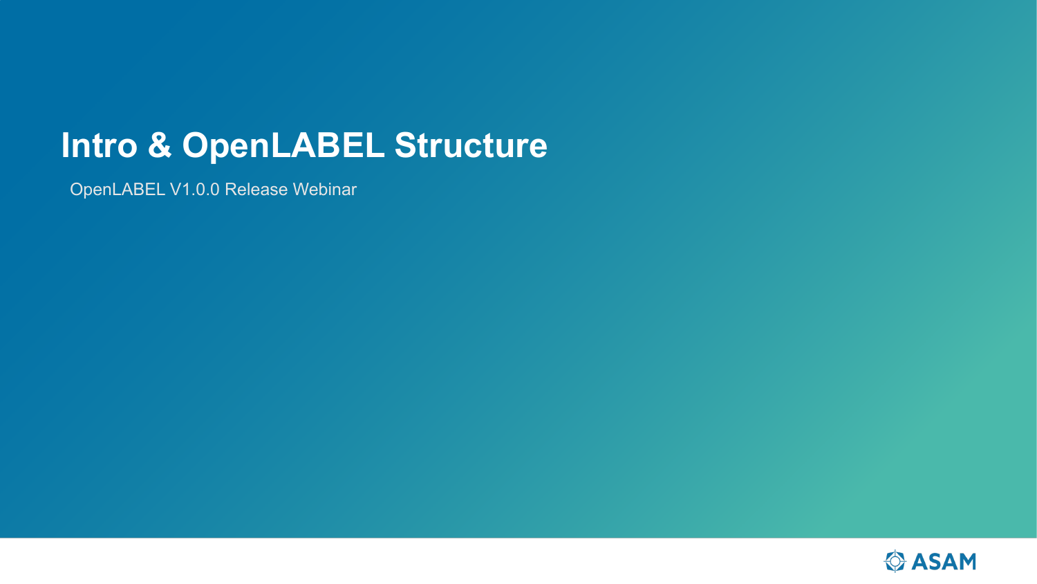# Intro & OpenLABEL Structure

OpenLABEL V1.0.0 Release Webinar

ASAM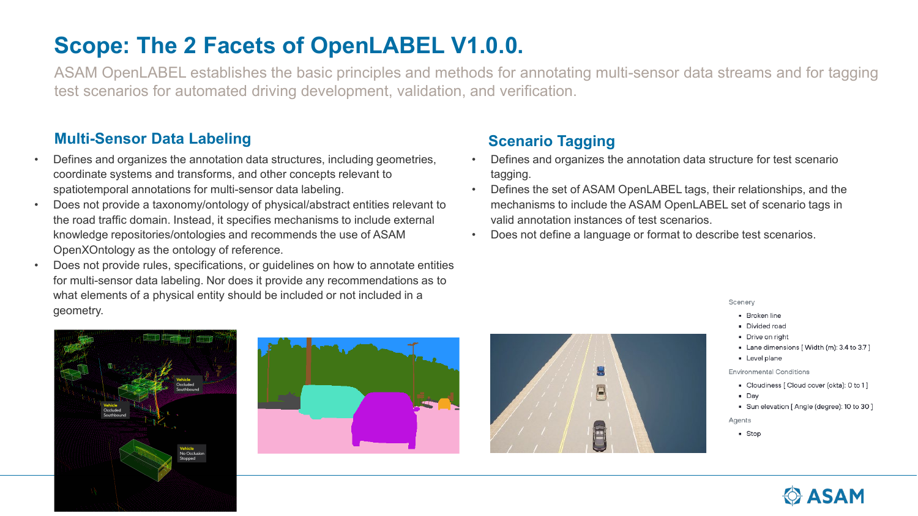# Scope: The 2 Facets of OpenLABEL V1.0.0.

ASAM OpenLABEL establishes the basic principles and methods for annotating multi-sensor data streams and for tagging test scenarios for automated driving development, validation, and verification.

## Multi-Sensor Data Labeling

- Defines and organizes the annotation data structures, including geometries, coordinate systems and transforms, and other concepts relevant to spatiotemporal annotations for multi-sensor data labeling.
- Does not provide a taxonomy/ontology of physical/abstract entities relevant to the road traffic domain. Instead, it specifies mechanisms to include external knowledge repositories/ontologies and recommends the use of ASAM OpenXOntology as the ontology of reference.
- Does not provide rules, specifications, or guidelines on how to annotate entities for multi-sensor data labeling. Nor does it provide any recommendations as to what elements of a physical entity should be included or not included in a geometry.

## Scenario Tagging

- Defines and organizes the annotation data structure for test scenario tagging.
- Defines the set of ASAM OpenLABEL tags, their relationships, and the mechanisms to include the ASAM OpenLABEL set of scenario tags in valid annotation instances of test scenarios.
- Does not define a language or format to describe test scenarios.

Scenery

- Broken line
- Divided road
- Drive on right
- Lane dimensions [ Width (m): 3.4 to 3.7 ]
- Level plane

Environmental Conditions

- Cloudiness [ Cloud cover (okta): 0 to 1 ]
- Day
- Sun elevation [ Angle (degree): 10 to 30 ]

Agents

- Stop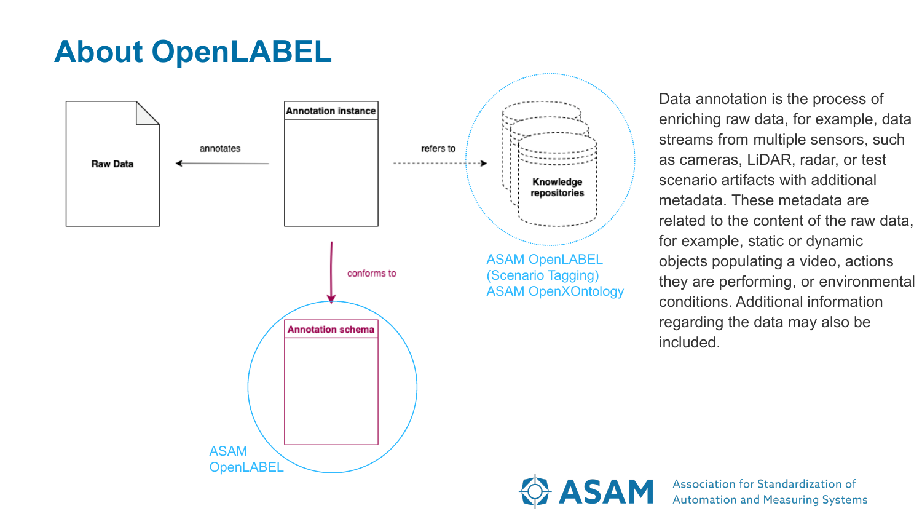# About OpenLABEL

Raw Data

annotates

Annotation instance

refers to

Knowledge repositories

ASAM OpenLABEL (Scenario Tagging)
ASAM OpenXOntology

conforms to

Annotation schema

ASAM OpenLABEL

Data annotation is the process of enriching raw data, for example, data streams from multiple sensors, such as cameras, LiDAR, radar, or test scenario artifacts with additional metadata. These metadata are related to the content of the raw data, for example, static or dynamic objects populating a video, actions they are performing, or environmental conditions. Additional information regarding the data may also be included.

ASAM Association for Standardization of Automation and Measuring Systems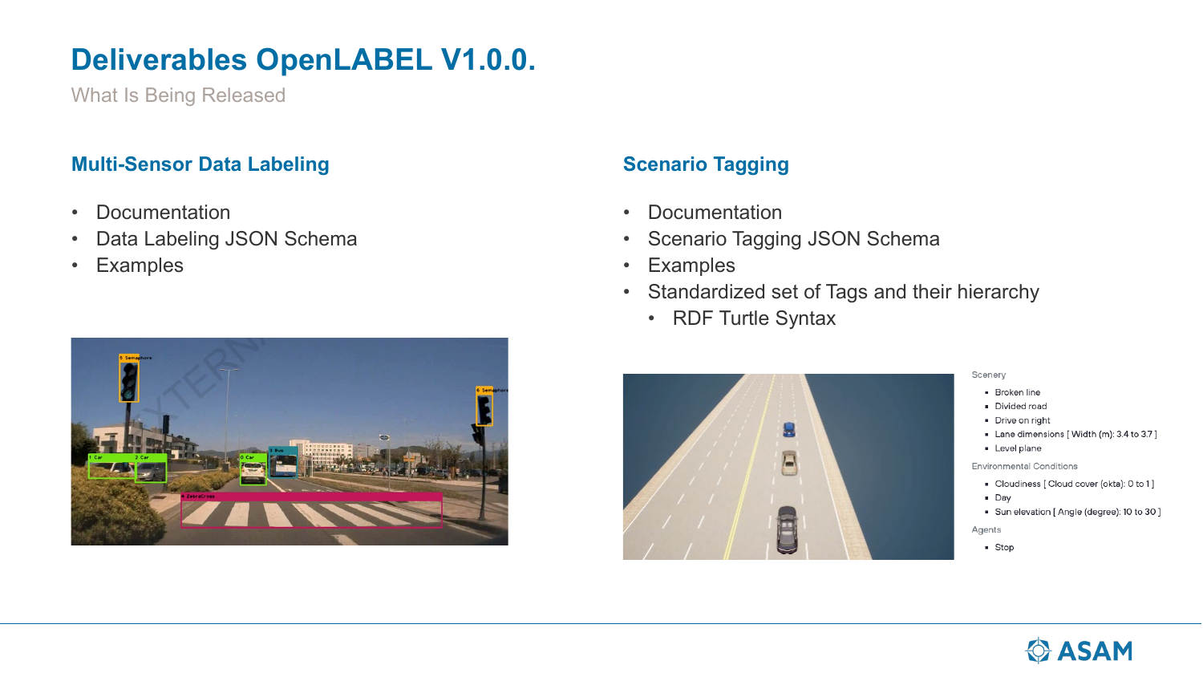# Deliverables OpenLABEL V1.0.0.

What Is Being Released

## Multi-Sensor Data Labeling

- Documentation
- Data Labeling JSON Schema
- Examples

## Scenario Tagging

- Documentation
- Scenario Tagging JSON Schema
- Examples
- Standardized set of Tags and their hierarchy
  - RDF Turtle Syntax

Scenery

- Broken line
- Divided road
- Drive on right
- Lane dimensions [ Width (m): 3.4 to 3.7 ]
- Level plane

Environmental Conditions

- Cloudiness [ Cloud cover (okta): 0 to 1 ]
- Day
- Sun elevation [ Angle (degree): 10 to 30 ]

Agents

- Stop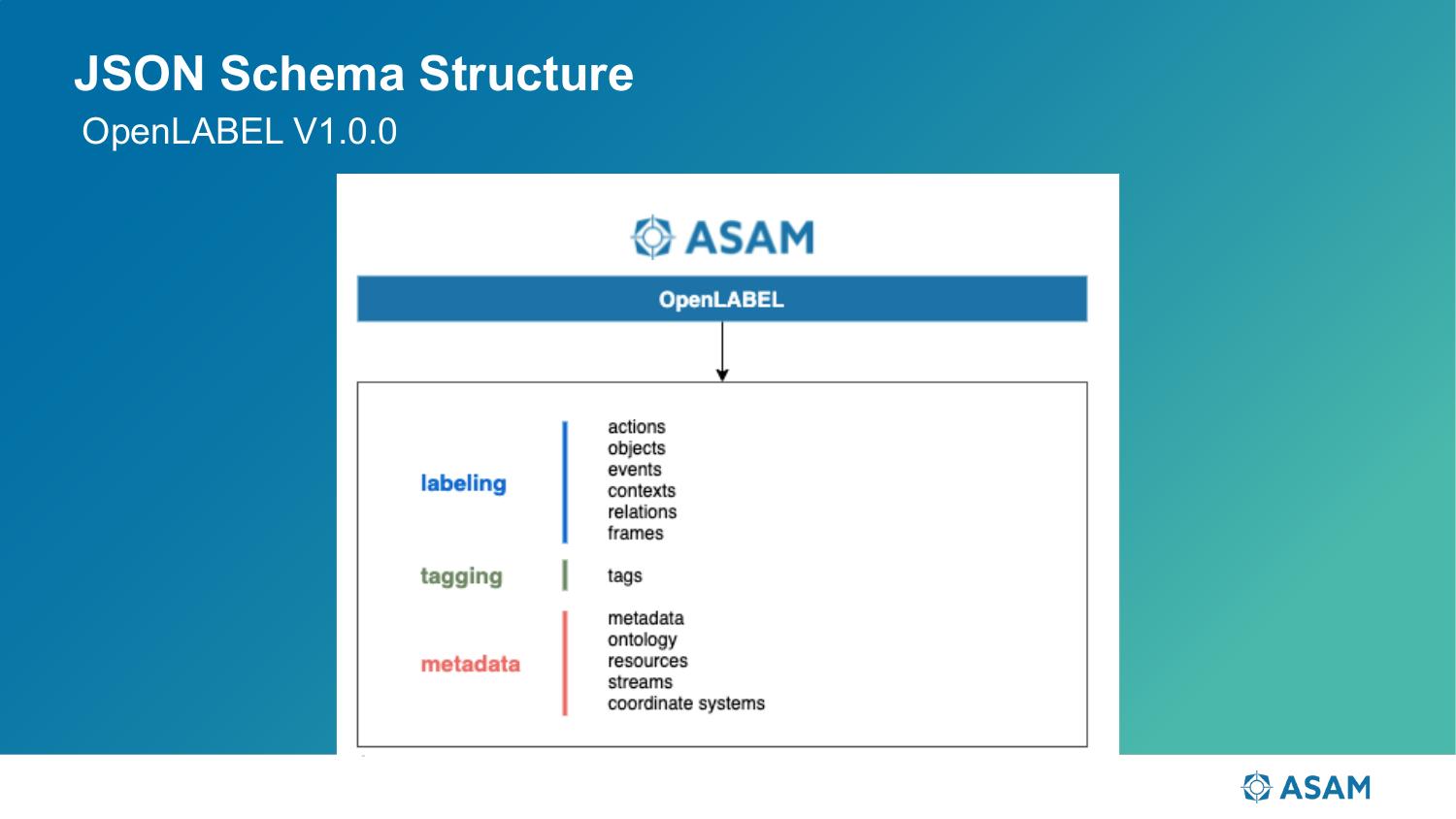# JSON Schema Structure

OpenLABEL V1.0.0

ASAM

**OpenLABEL**

| | |
|---|---|
| **labeling** | actions<br>objects<br>events<br>contexts<br>relations<br>frames |
| **tagging** | tags |
| **metadata** | metadata<br>ontology<br>resources<br>streams<br>coordinate systems |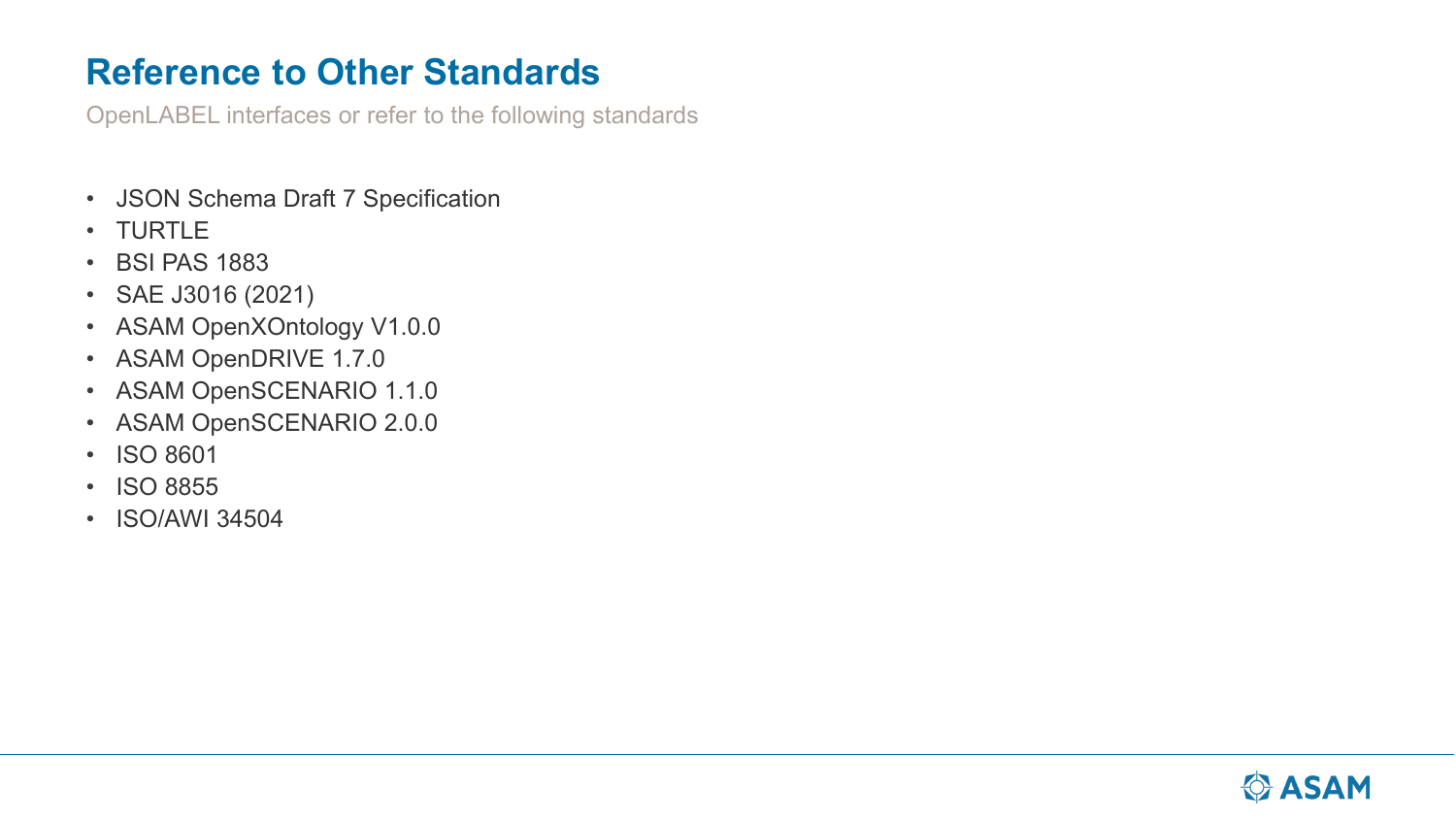# Reference to Other Standards

OpenLABEL interfaces or refer to the following standards

- JSON Schema Draft 7 Specification
- TURTLE
- BSI PAS 1883
- SAE J3016 (2021)
- ASAM OpenXOntology V1.0.0
- ASAM OpenDRIVE 1.7.0
- ASAM OpenSCENARIO 1.1.0
- ASAM OpenSCENARIO 2.0.0
- ISO 8601
- ISO 8855
- ISO/AWI 34504